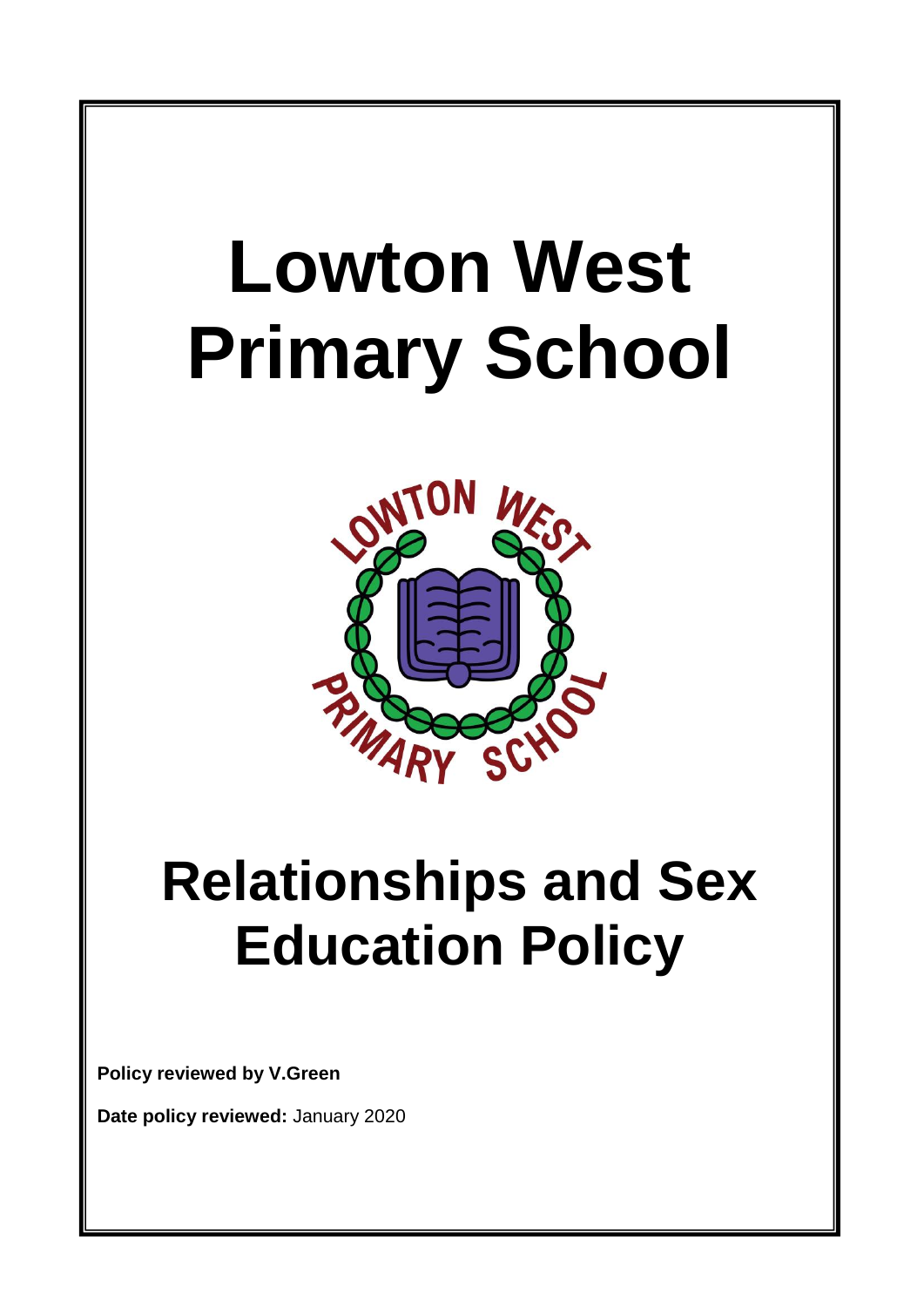# Lowton West Primary School

# Relationships and Sex Education Policy

**Policy reviewed by V.Green**

**Date policy reviewed:** January 2020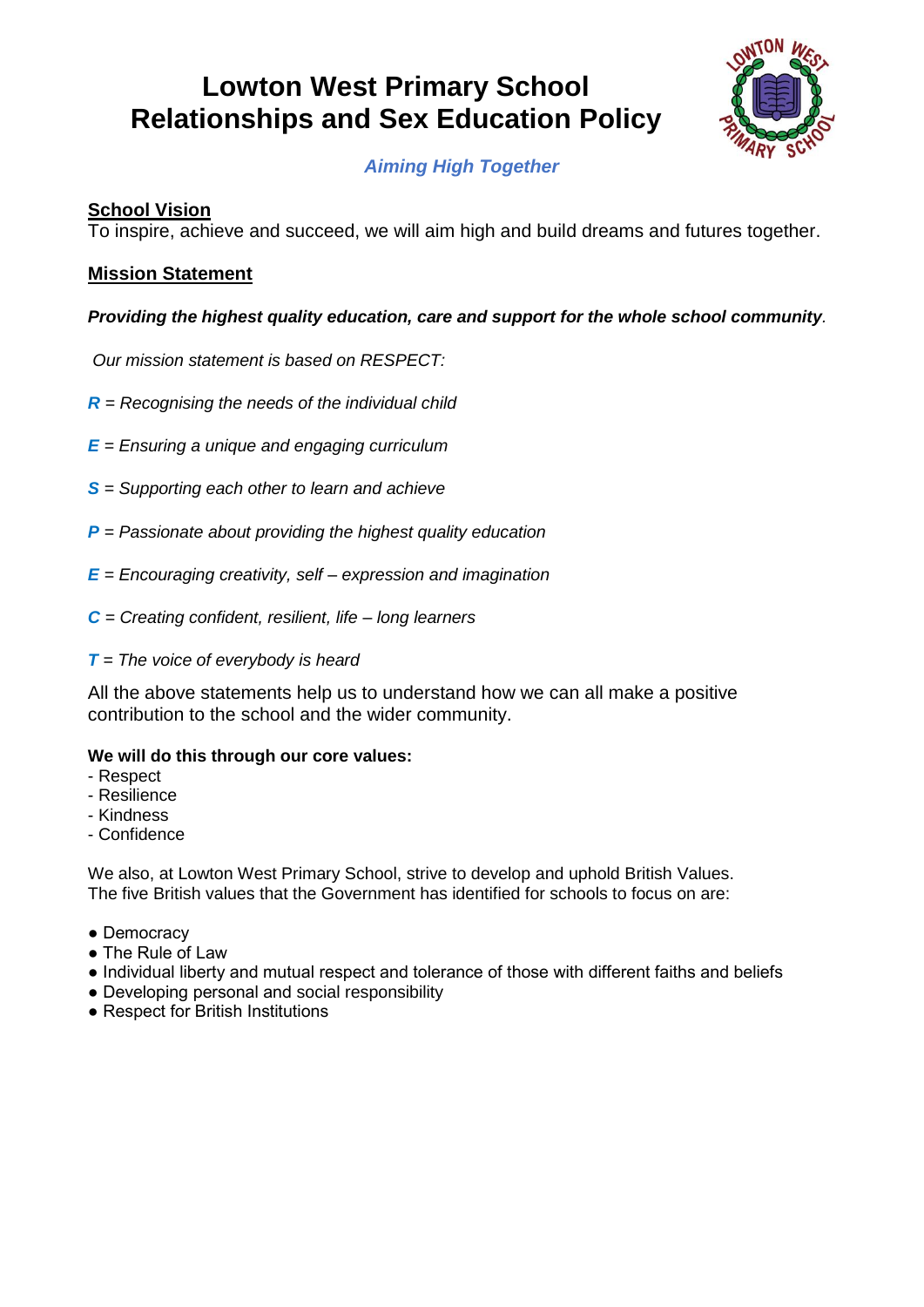# Lowton West Primary School
# Relationships and Sex Education Policy

***Aiming High Together***

## School Vision

To inspire, achieve and succeed, we will aim high and build dreams and futures together.

## Mission Statement

***Providing the highest quality education, care and support for the whole school community***.

*Our mission statement is based on RESPECT:*

***R*** *= Recognising the needs of the individual child*

***E*** *= Ensuring a unique and engaging curriculum*

***S*** *= Supporting each other to learn and achieve*

***P*** *= Passionate about providing the highest quality education*

***E*** *= Encouraging creativity, self – expression and imagination*

***C*** *= Creating confident, resilient, life – long learners*

***T*** *= The voice of everybody is heard*

All the above statements help us to understand how we can all make a positive contribution to the school and the wider community.

**We will do this through our core values:**

- Respect
- Resilience
- Kindness
- Confidence

We also, at Lowton West Primary School, strive to develop and uphold British Values. The five British values that the Government has identified for schools to focus on are:

- Democracy
- The Rule of Law
- Individual liberty and mutual respect and tolerance of those with different faiths and beliefs
- Developing personal and social responsibility
- Respect for British Institutions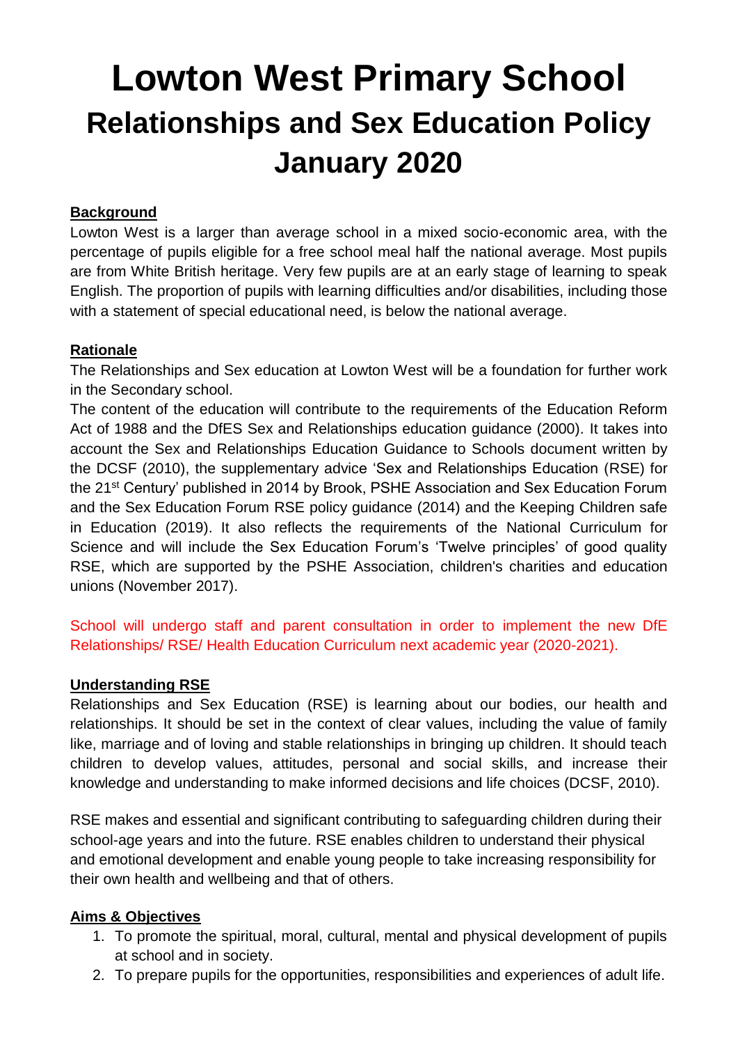# Lowton West Primary School

## Relationships and Sex Education Policy

## January 2020

**Background**

Lowton West is a larger than average school in a mixed socio-economic area, with the percentage of pupils eligible for a free school meal half the national average. Most pupils are from White British heritage. Very few pupils are at an early stage of learning to speak English. The proportion of pupils with learning difficulties and/or disabilities, including those with a statement of special educational need, is below the national average.

**Rationale**

The Relationships and Sex education at Lowton West will be a foundation for further work in the Secondary school.

The content of the education will contribute to the requirements of the Education Reform Act of 1988 and the DfES Sex and Relationships education guidance (2000). It takes into account the Sex and Relationships Education Guidance to Schools document written by the DCSF (2010), the supplementary advice 'Sex and Relationships Education (RSE) for the 21st Century' published in 2014 by Brook, PSHE Association and Sex Education Forum and the Sex Education Forum RSE policy guidance (2014) and the Keeping Children safe in Education (2019). It also reflects the requirements of the National Curriculum for Science and will include the Sex Education Forum's 'Twelve principles' of good quality RSE, which are supported by the PSHE Association, children's charities and education unions (November 2017).

School will undergo staff and parent consultation in order to implement the new DfE Relationships/ RSE/ Health Education Curriculum next academic year (2020-2021).

**Understanding RSE**

Relationships and Sex Education (RSE) is learning about our bodies, our health and relationships. It should be set in the context of clear values, including the value of family like, marriage and of loving and stable relationships in bringing up children. It should teach children to develop values, attitudes, personal and social skills, and increase their knowledge and understanding to make informed decisions and life choices (DCSF, 2010).

RSE makes and essential and significant contributing to safeguarding children during their school-age years and into the future. RSE enables children to understand their physical and emotional development and enable young people to take increasing responsibility for their own health and wellbeing and that of others.

**Aims & Objectives**

1. To promote the spiritual, moral, cultural, mental and physical development of pupils at school and in society.
2. To prepare pupils for the opportunities, responsibilities and experiences of adult life.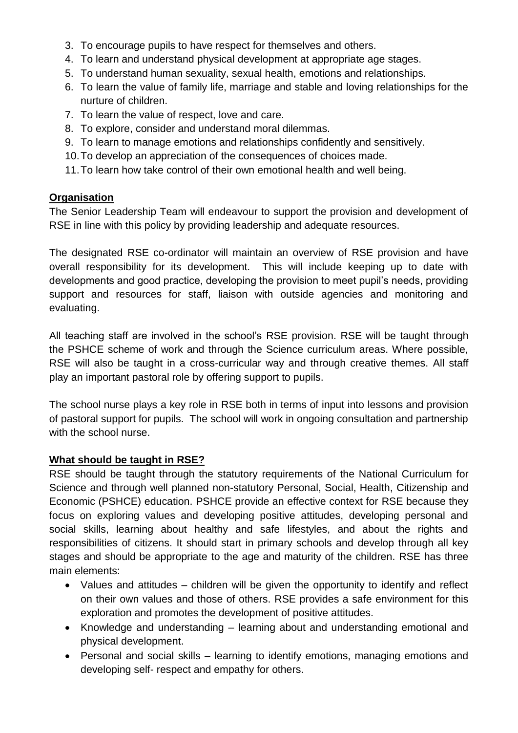3. To encourage pupils to have respect for themselves and others.
4. To learn and understand physical development at appropriate age stages.
5. To understand human sexuality, sexual health, emotions and relationships.
6. To learn the value of family life, marriage and stable and loving relationships for the nurture of children.
7. To learn the value of respect, love and care.
8. To explore, consider and understand moral dilemmas.
9. To learn to manage emotions and relationships confidently and sensitively.
10. To develop an appreciation of the consequences of choices made.
11. To learn how take control of their own emotional health and well being.

**Organisation**

The Senior Leadership Team will endeavour to support the provision and development of RSE in line with this policy by providing leadership and adequate resources.

The designated RSE co-ordinator will maintain an overview of RSE provision and have overall responsibility for its development. This will include keeping up to date with developments and good practice, developing the provision to meet pupil's needs, providing support and resources for staff, liaison with outside agencies and monitoring and evaluating.

All teaching staff are involved in the school's RSE provision. RSE will be taught through the PSHCE scheme of work and through the Science curriculum areas. Where possible, RSE will also be taught in a cross-curricular way and through creative themes. All staff play an important pastoral role by offering support to pupils.

The school nurse plays a key role in RSE both in terms of input into lessons and provision of pastoral support for pupils. The school will work in ongoing consultation and partnership with the school nurse.

**What should be taught in RSE?**

RSE should be taught through the statutory requirements of the National Curriculum for Science and through well planned non-statutory Personal, Social, Health, Citizenship and Economic (PSHCE) education. PSHCE provide an effective context for RSE because they focus on exploring values and developing positive attitudes, developing personal and social skills, learning about healthy and safe lifestyles, and about the rights and responsibilities of citizens. It should start in primary schools and develop through all key stages and should be appropriate to the age and maturity of the children. RSE has three main elements:

- Values and attitudes – children will be given the opportunity to identify and reflect on their own values and those of others. RSE provides a safe environment for this exploration and promotes the development of positive attitudes.
- Knowledge and understanding – learning about and understanding emotional and physical development.
- Personal and social skills – learning to identify emotions, managing emotions and developing self- respect and empathy for others.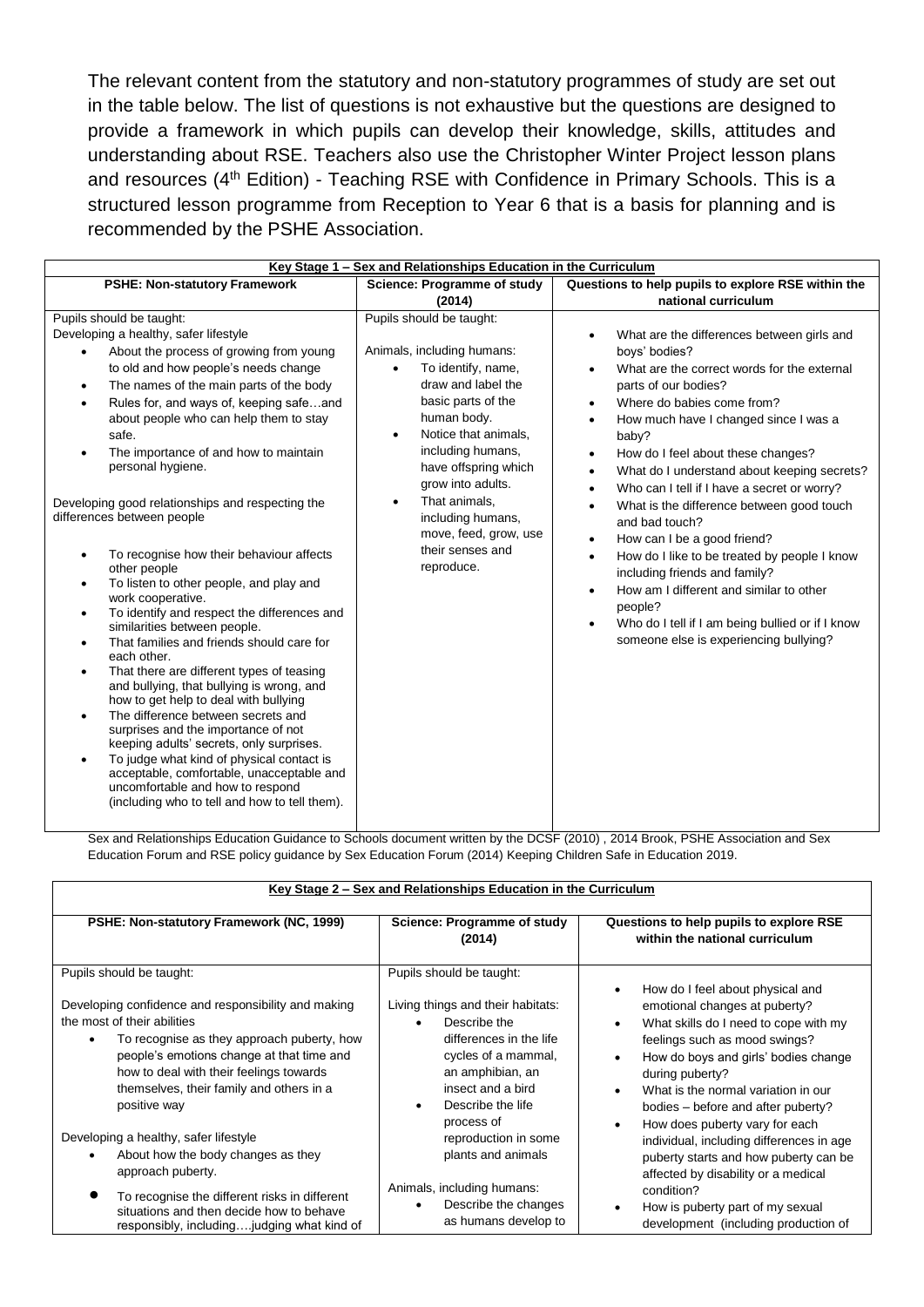The relevant content from the statutory and non-statutory programmes of study are set out in the table below. The list of questions is not exhaustive but the questions are designed to provide a framework in which pupils can develop their knowledge, skills, attitudes and understanding about RSE. Teachers also use the Christopher Winter Project lesson plans and resources (4th Edition) - Teaching RSE with Confidence in Primary Schools. This is a structured lesson programme from Reception to Year 6 that is a basis for planning and is recommended by the PSHE Association.

| **Key Stage 1 – Sex and Relationships Education in the Curriculum** | | |
|---|---|---|
| **PSHE: Non-statutory Framework** | **Science: Programme of study (2014)** | **Questions to help pupils to explore RSE within the national curriculum** |
| Pupils should be taught:<br>Developing a healthy, safer lifestyle<br>• About the process of growing from young to old and how people's needs change<br>• The names of the main parts of the body<br>• Rules for, and ways of, keeping safe…and about people who can help them to stay safe.<br>• The importance of and how to maintain personal hygiene.<br><br>Developing good relationships and respecting the differences between people<br><br>• To recognise how their behaviour affects other people<br>• To listen to other people, and play and work cooperative.<br>• To identify and respect the differences and similarities between people.<br>• That families and friends should care for each other.<br>• That there are different types of teasing and bullying, that bullying is wrong, and how to get help to deal with bullying<br>• The difference between secrets and surprises and the importance of not keeping adults' secrets, only surprises.<br>• To judge what kind of physical contact is acceptable, comfortable, unacceptable and uncomfortable and how to respond (including who to tell and how to tell them). | Pupils should be taught:<br><br>Animals, including humans:<br>• To identify, name, draw and label the basic parts of the human body.<br>• Notice that animals, including humans, have offspring which grow into adults.<br>• That animals, including humans, move, feed, grow, use their senses and reproduce. | • What are the differences between girls and boys' bodies?<br>• What are the correct words for the external parts of our bodies?<br>• Where do babies come from?<br>• How much have I changed since I was a baby?<br>• How do I feel about these changes?<br>• What do I understand about keeping secrets?<br>• Who can I tell if I have a secret or worry?<br>• What is the difference between good touch and bad touch?<br>• How can I be a good friend?<br>• How do I like to be treated by people I know including friends and family?<br>• How am I different and similar to other people?<br>• Who do I tell if I am being bullied or if I know someone else is experiencing bullying? |

Sex and Relationships Education Guidance to Schools document written by the DCSF (2010) , 2014 Brook, PSHE Association and Sex Education Forum and RSE policy guidance by Sex Education Forum (2014) Keeping Children Safe in Education 2019.

| **Key Stage 2 – Sex and Relationships Education in the Curriculum** | | |
|---|---|---|
| **PSHE: Non-statutory Framework (NC, 1999)** | **Science: Programme of study (2014)** | **Questions to help pupils to explore RSE within the national curriculum** |
| Pupils should be taught:<br><br>Developing confidence and responsibility and making the most of their abilities<br>• To recognise as they approach puberty, how people's emotions change at that time and how to deal with their feelings towards themselves, their family and others in a positive way<br><br>Developing a healthy, safer lifestyle<br>• About how the body changes as they approach puberty.<br>• To recognise the different risks in different situations and then decide how to behave responsibly, including….judging what kind of | Pupils should be taught:<br><br>Living things and their habitats:<br>• Describe the differences in the life cycles of a mammal, an amphibian, an insect and a bird<br>• Describe the life process of reproduction in some plants and animals<br><br>Animals, including humans:<br>• Describe the changes as humans develop to | • How do I feel about physical and emotional changes at puberty?<br>• What skills do I need to cope with my feelings such as mood swings?<br>• How do boys and girls' bodies change during puberty?<br>• What is the normal variation in our bodies – before and after puberty?<br>• How does puberty vary for each individual, including differences in age puberty starts and how puberty can be affected by disability or a medical condition?<br>• How is puberty part of my sexual development (including production of |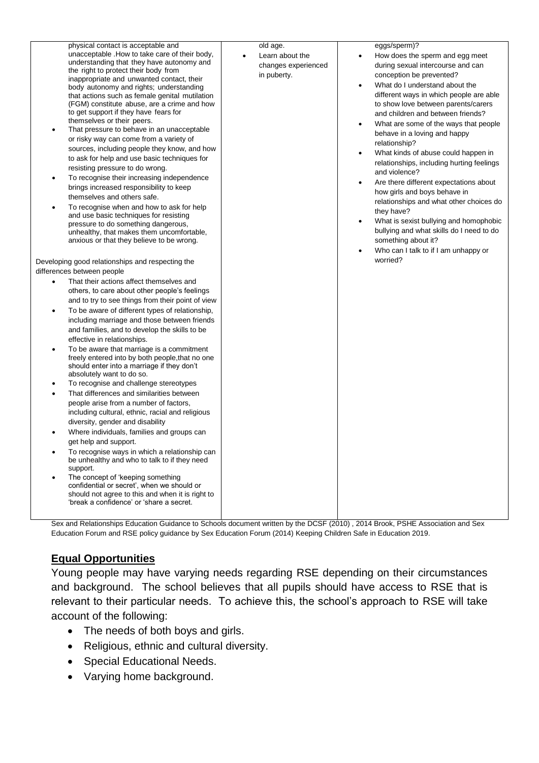| | | |
|---|---|---|
| physical contact is acceptable and unacceptable .How to take care of their body, understanding that they have autonomy and the right to protect their body from inappropriate and unwanted contact, their body autonomy and rights; understanding that actions such as female genital mutilation (FGM) constitute abuse, are a crime and how to get support if they have fears for themselves or their peers.<br>• That pressure to behave in an unacceptable or risky way can come from a variety of sources, including people they know, and how to ask for help and use basic techniques for resisting pressure to do wrong.<br>• To recognise their increasing independence brings increased responsibility to keep themselves and others safe.<br>• To recognise when and how to ask for help and use basic techniques for resisting pressure to do something dangerous, unhealthy, that makes them uncomfortable, anxious or that they believe to be wrong.<br><br>Developing good relationships and respecting the differences between people<br>• That their actions affect themselves and others, to care about other people's feelings and to try to see things from their point of view<br>• To be aware of different types of relationship, including marriage and those between friends and families, and to develop the skills to be effective in relationships.<br>• To be aware that marriage is a commitment freely entered into by both people,that no one should enter into a marriage if they don't absolutely want to do so.<br>• To recognise and challenge stereotypes<br>• That differences and similarities between people arise from a number of factors, including cultural, ethnic, racial and religious diversity, gender and disability<br>• Where individuals, families and groups can get help and support.<br>• To recognise ways in which a relationship can be unhealthy and who to talk to if they need support.<br>• The concept of 'keeping something confidential or secret', when we should or should not agree to this and when it is right to 'break a confidence' or 'share a secret. | old age.<br>• Learn about the changes experienced in puberty. | eggs/sperm)?<br>• How does the sperm and egg meet during sexual intercourse and can conception be prevented?<br>• What do I understand about the different ways in which people are able to show love between parents/carers and children and between friends?<br>• What are some of the ways that people behave in a loving and happy relationship?<br>• What kinds of abuse could happen in relationships, including hurting feelings and violence?<br>• Are there different expectations about how girls and boys behave in relationships and what other choices do they have?<br>• What is sexist bullying and homophobic bullying and what skills do I need to do something about it?<br>• Who can I talk to if I am unhappy or worried? |

Sex and Relationships Education Guidance to Schools document written by the DCSF (2010) , 2014 Brook, PSHE Association and Sex Education Forum and RSE policy guidance by Sex Education Forum (2014) Keeping Children Safe in Education 2019.

## Equal Opportunities

Young people may have varying needs regarding RSE depending on their circumstances and background. The school believes that all pupils should have access to RSE that is relevant to their particular needs. To achieve this, the school's approach to RSE will take account of the following:

- The needs of both boys and girls.
- Religious, ethnic and cultural diversity.
- Special Educational Needs.
- Varying home background.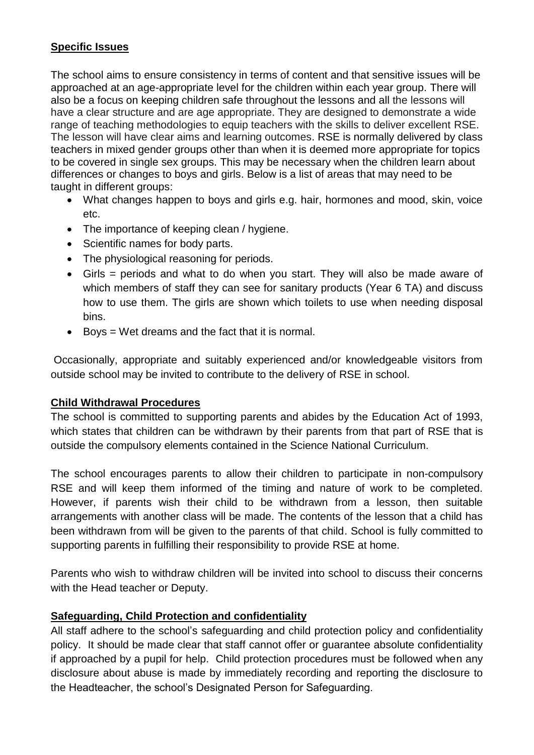## Specific Issues

The school aims to ensure consistency in terms of content and that sensitive issues will be approached at an age-appropriate level for the children within each year group. There will also be a focus on keeping children safe throughout the lessons and all the lessons will have a clear structure and are age appropriate. They are designed to demonstrate a wide range of teaching methodologies to equip teachers with the skills to deliver excellent RSE. The lesson will have clear aims and learning outcomes. RSE is normally delivered by class teachers in mixed gender groups other than when it is deemed more appropriate for topics to be covered in single sex groups. This may be necessary when the children learn about differences or changes to boys and girls. Below is a list of areas that may need to be taught in different groups:

- What changes happen to boys and girls e.g. hair, hormones and mood, skin, voice etc.
- The importance of keeping clean / hygiene.
- Scientific names for body parts.
- The physiological reasoning for periods.
- Girls = periods and what to do when you start. They will also be made aware of which members of staff they can see for sanitary products (Year 6 TA) and discuss how to use them. The girls are shown which toilets to use when needing disposal bins.
- Boys = Wet dreams and the fact that it is normal.

Occasionally, appropriate and suitably experienced and/or knowledgeable visitors from outside school may be invited to contribute to the delivery of RSE in school.

## Child Withdrawal Procedures

The school is committed to supporting parents and abides by the Education Act of 1993, which states that children can be withdrawn by their parents from that part of RSE that is outside the compulsory elements contained in the Science National Curriculum.

The school encourages parents to allow their children to participate in non-compulsory RSE and will keep them informed of the timing and nature of work to be completed. However, if parents wish their child to be withdrawn from a lesson, then suitable arrangements with another class will be made. The contents of the lesson that a child has been withdrawn from will be given to the parents of that child. School is fully committed to supporting parents in fulfilling their responsibility to provide RSE at home.

Parents who wish to withdraw children will be invited into school to discuss their concerns with the Head teacher or Deputy.

## Safeguarding, Child Protection and confidentiality

All staff adhere to the school's safeguarding and child protection policy and confidentiality policy. It should be made clear that staff cannot offer or guarantee absolute confidentiality if approached by a pupil for help. Child protection procedures must be followed when any disclosure about abuse is made by immediately recording and reporting the disclosure to the Headteacher, the school's Designated Person for Safeguarding.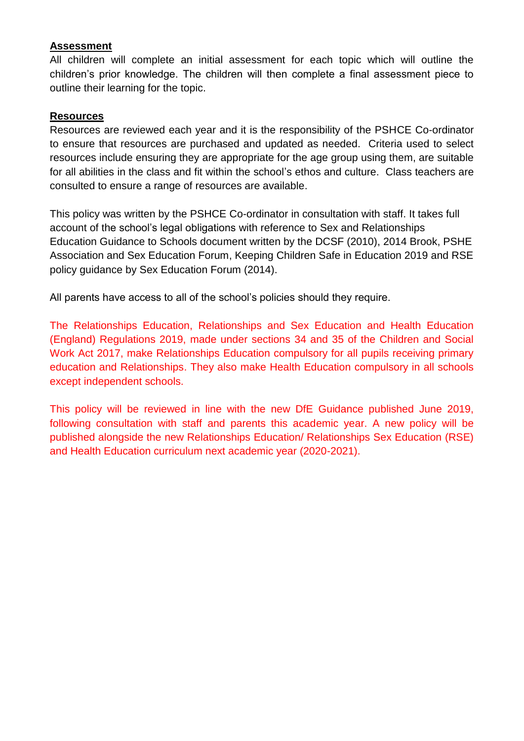**Assessment**

All children will complete an initial assessment for each topic which will outline the children's prior knowledge. The children will then complete a final assessment piece to outline their learning for the topic.

**Resources**

Resources are reviewed each year and it is the responsibility of the PSHCE Co-ordinator to ensure that resources are purchased and updated as needed. Criteria used to select resources include ensuring they are appropriate for the age group using them, are suitable for all abilities in the class and fit within the school's ethos and culture. Class teachers are consulted to ensure a range of resources are available.

This policy was written by the PSHCE Co-ordinator in consultation with staff. It takes full account of the school's legal obligations with reference to Sex and Relationships Education Guidance to Schools document written by the DCSF (2010), 2014 Brook, PSHE Association and Sex Education Forum, Keeping Children Safe in Education 2019 and RSE policy guidance by Sex Education Forum (2014).

All parents have access to all of the school's policies should they require.

The Relationships Education, Relationships and Sex Education and Health Education (England) Regulations 2019, made under sections 34 and 35 of the Children and Social Work Act 2017, make Relationships Education compulsory for all pupils receiving primary education and Relationships. They also make Health Education compulsory in all schools except independent schools.

This policy will be reviewed in line with the new DfE Guidance published June 2019, following consultation with staff and parents this academic year. A new policy will be published alongside the new Relationships Education/ Relationships Sex Education (RSE) and Health Education curriculum next academic year (2020-2021).